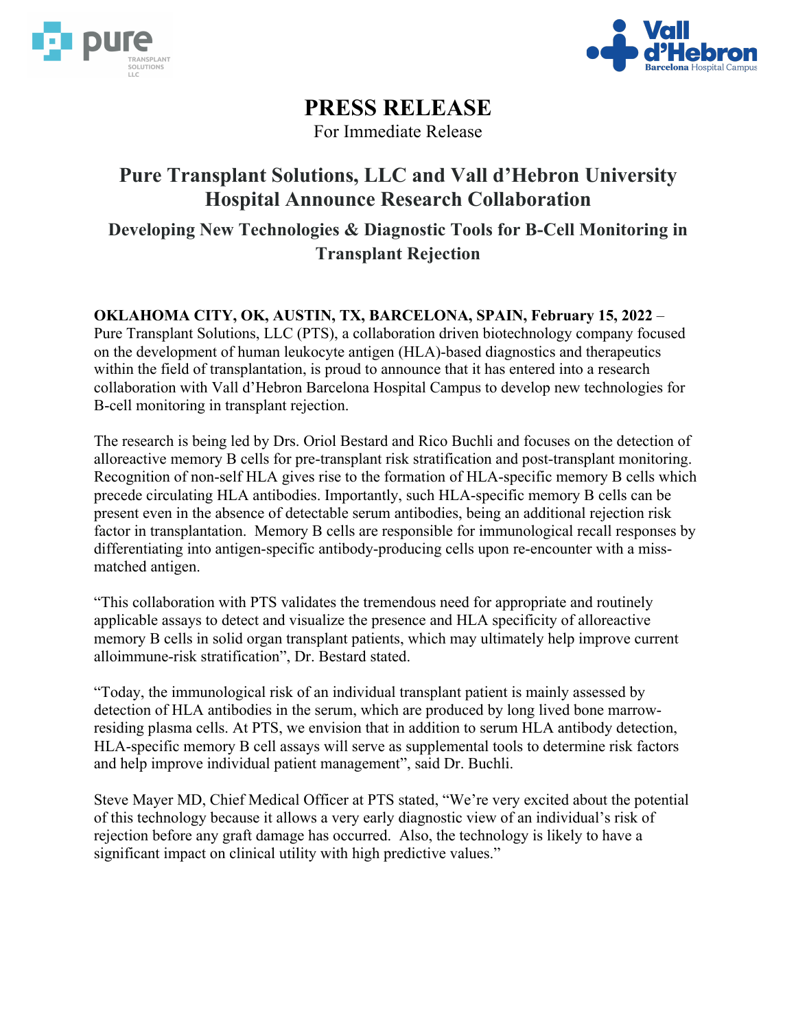# PRESS RELEASE

For Immediate Release

## Pure Transplant Solutions, LLC and Vall d'Hebron University Hospital Announce Research Collaboration

### Developing New Technologies & Diagnostic Tools for B-Cell Monitoring in Transplant Rejection

**OKLAHOMA CITY, OK, AUSTIN, TX, BARCELONA, SPAIN, February 15, 2022** – Pure Transplant Solutions, LLC (PTS), a collaboration driven biotechnology company focused on the development of human leukocyte antigen (HLA)-based diagnostics and therapeutics within the field of transplantation, is proud to announce that it has entered into a research collaboration with Vall d'Hebron Barcelona Hospital Campus to develop new technologies for B-cell monitoring in transplant rejection.

The research is being led by Drs. Oriol Bestard and Rico Buchli and focuses on the detection of alloreactive memory B cells for pre-transplant risk stratification and post-transplant monitoring. Recognition of non-self HLA gives rise to the formation of HLA-specific memory B cells which precede circulating HLA antibodies. Importantly, such HLA-specific memory B cells can be present even in the absence of detectable serum antibodies, being an additional rejection risk factor in transplantation. Memory B cells are responsible for immunological recall responses by differentiating into antigen-specific antibody-producing cells upon re-encounter with a miss-matched antigen.

"This collaboration with PTS validates the tremendous need for appropriate and routinely applicable assays to detect and visualize the presence and HLA specificity of alloreactive memory B cells in solid organ transplant patients, which may ultimately help improve current alloimmune-risk stratification", Dr. Bestard stated.

"Today, the immunological risk of an individual transplant patient is mainly assessed by detection of HLA antibodies in the serum, which are produced by long lived bone marrow-residing plasma cells. At PTS, we envision that in addition to serum HLA antibody detection, HLA-specific memory B cell assays will serve as supplemental tools to determine risk factors and help improve individual patient management", said Dr. Buchli.

Steve Mayer MD, Chief Medical Officer at PTS stated, "We're very excited about the potential of this technology because it allows a very early diagnostic view of an individual's risk of rejection before any graft damage has occurred. Also, the technology is likely to have a significant impact on clinical utility with high predictive values."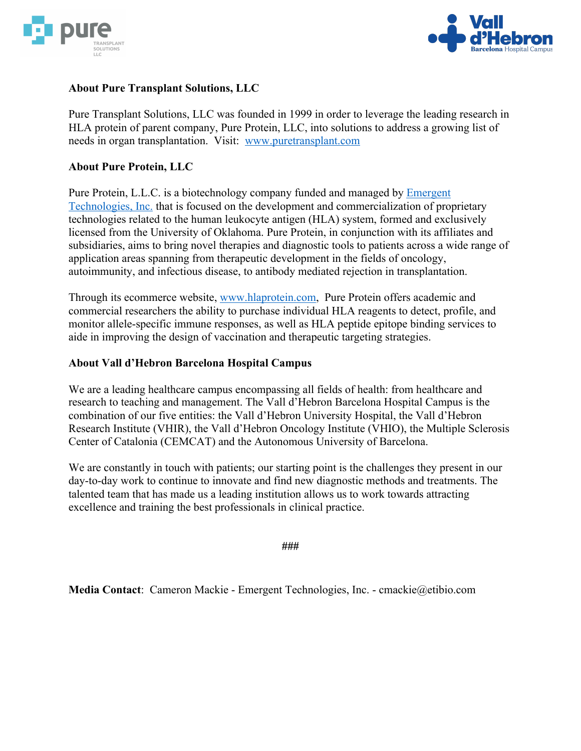**About Pure Transplant Solutions, LLC**

Pure Transplant Solutions, LLC was founded in 1999 in order to leverage the leading research in HLA protein of parent company, Pure Protein, LLC, into solutions to address a growing list of needs in organ transplantation. Visit: [www.puretransplant.com](http://www.puretransplant.com)

**About Pure Protein, LLC**

Pure Protein, L.L.C. is a biotechnology company funded and managed by [Emergent Technologies, Inc.](#) that is focused on the development and commercialization of proprietary technologies related to the human leukocyte antigen (HLA) system, formed and exclusively licensed from the University of Oklahoma. Pure Protein, in conjunction with its affiliates and subsidiaries, aims to bring novel therapies and diagnostic tools to patients across a wide range of application areas spanning from therapeutic development in the fields of oncology, autoimmunity, and infectious disease, to antibody mediated rejection in transplantation.

Through its ecommerce website, [www.hlaprotein.com](http://www.hlaprotein.com), Pure Protein offers academic and commercial researchers the ability to purchase individual HLA reagents to detect, profile, and monitor allele-specific immune responses, as well as HLA peptide epitope binding services to aide in improving the design of vaccination and therapeutic targeting strategies.

**About Vall d'Hebron Barcelona Hospital Campus**

We are a leading healthcare campus encompassing all fields of health: from healthcare and research to teaching and management. The Vall d'Hebron Barcelona Hospital Campus is the combination of our five entities: the Vall d'Hebron University Hospital, the Vall d'Hebron Research Institute (VHIR), the Vall d'Hebron Oncology Institute (VHIO), the Multiple Sclerosis Center of Catalonia (CEMCAT) and the Autonomous University of Barcelona.

We are constantly in touch with patients; our starting point is the challenges they present in our day-to-day work to continue to innovate and find new diagnostic methods and treatments. The talented team that has made us a leading institution allows us to work towards attracting excellence and training the best professionals in clinical practice.

###

**Media Contact**: Cameron Mackie - Emergent Technologies, Inc. - cmackie@etibio.com